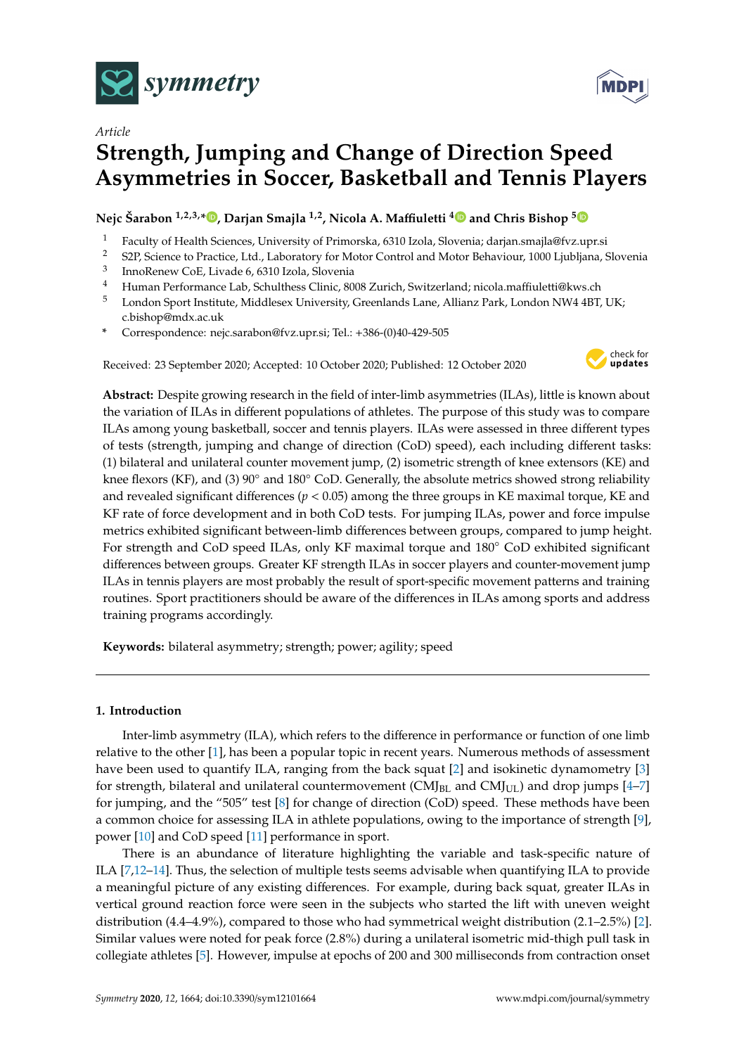*Article*

# Strength, Jumping and Change of Direction Speed Asymmetries in Soccer, Basketball and Tennis Players

**Nejc Šarabon [1,2,3,*], Darjan Smajla [1,2], Nicola A. Maffiuletti [4] and Chris Bishop [5]**

1 Faculty of Health Sciences, University of Primorska, 6310 Izola, Slovenia; darjan.smajla@fvz.upr.si
2 S2P, Science to Practice, Ltd., Laboratory for Motor Control and Motor Behaviour, 1000 Ljubljana, Slovenia
3 InnoRenew CoE, Livade 6, 6310 Izola, Slovenia
4 Human Performance Lab, Schulthess Clinic, 8008 Zurich, Switzerland; nicola.maffiuletti@kws.ch
5 London Sport Institute, Middlesex University, Greenlands Lane, Allianz Park, London NW4 4BT, UK; c.bishop@mdx.ac.uk
* Correspondence: nejc.sarabon@fvz.upr.si; Tel.: +386-(0)40-429-505

Received: 23 September 2020; Accepted: 10 October 2020; Published: 12 October 2020

**Abstract:** Despite growing research in the field of inter-limb asymmetries (ILAs), little is known about the variation of ILAs in different populations of athletes. The purpose of this study was to compare ILAs among young basketball, soccer and tennis players. ILAs were assessed in three different types of tests (strength, jumping and change of direction (CoD) speed), each including different tasks: (1) bilateral and unilateral counter movement jump, (2) isometric strength of knee extensors (KE) and knee flexors (KF), and (3) 90° and 180° CoD. Generally, the absolute metrics showed strong reliability and revealed significant differences ($p < 0.05$) among the three groups in KE maximal torque, KE and KF rate of force development and in both CoD tests. For jumping ILAs, power and force impulse metrics exhibited significant between-limb differences between groups, compared to jump height. For strength and CoD speed ILAs, only KF maximal torque and 180° CoD exhibited significant differences between groups. Greater KF strength ILAs in soccer players and counter-movement jump ILAs in tennis players are most probably the result of sport-specific movement patterns and training routines. Sport practitioners should be aware of the differences in ILAs among sports and address training programs accordingly.

**Keywords:** bilateral asymmetry; strength; power; agility; speed

## 1. Introduction

Inter-limb asymmetry (ILA), which refers to the difference in performance or function of one limb relative to the other [1], has been a popular topic in recent years. Numerous methods of assessment have been used to quantify ILA, ranging from the back squat [2] and isokinetic dynamometry [3] for strength, bilateral and unilateral countermovement ($CMJ_{BL}$ and $CMJ_{UL}$) and drop jumps [4–7] for jumping, and the "505" test [8] for change of direction (CoD) speed. These methods have been a common choice for assessing ILA in athlete populations, owing to the importance of strength [9], power [10] and CoD speed [11] performance in sport.

There is an abundance of literature highlighting the variable and task-specific nature of ILA [7,12–14]. Thus, the selection of multiple tests seems advisable when quantifying ILA to provide a meaningful picture of any existing differences. For example, during back squat, greater ILAs in vertical ground reaction force were seen in the subjects who started the lift with uneven weight distribution (4.4–4.9%), compared to those who had symmetrical weight distribution (2.1–2.5%) [2]. Similar values were noted for peak force (2.8%) during a unilateral isometric mid-thigh pull task in collegiate athletes [5]. However, impulse at epochs of 200 and 300 milliseconds from contraction onset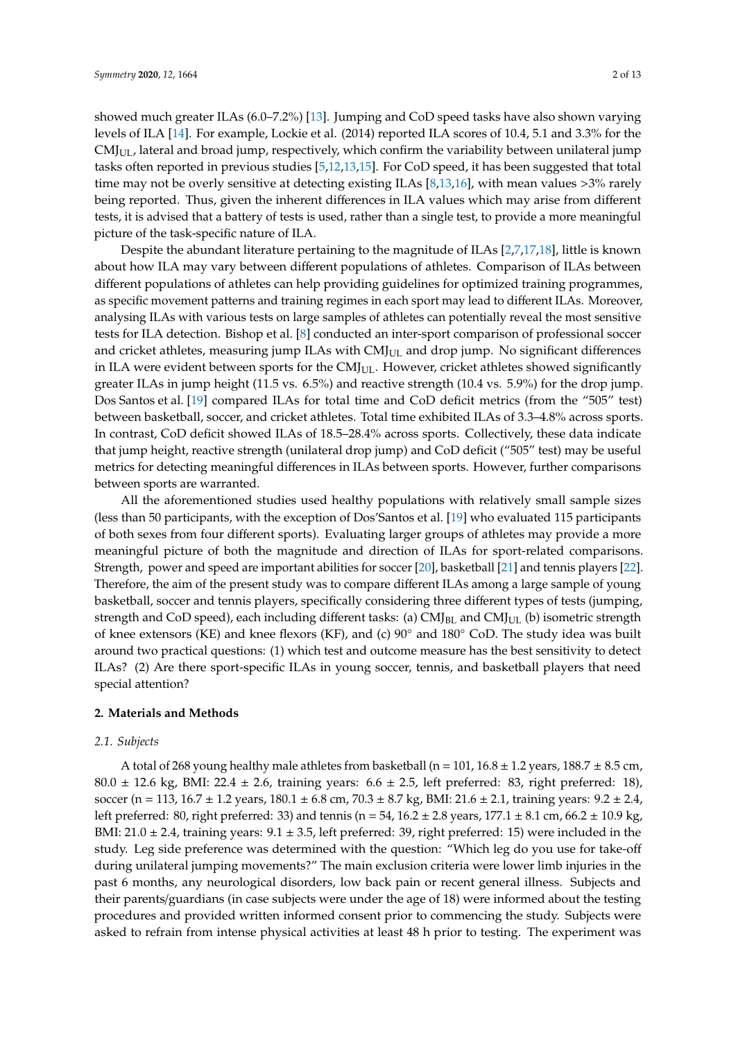showed much greater ILAs (6.0–7.2%) [13]. Jumping and CoD speed tasks have also shown varying levels of ILA [14]. For example, Lockie et al. (2014) reported ILA scores of 10.4, 5.1 and 3.3% for the $CMJ_{UL}$, lateral and broad jump, respectively, which confirm the variability between unilateral jump tasks often reported in previous studies [5,12,13,15]. For CoD speed, it has been suggested that total time may not be overly sensitive at detecting existing ILAs [8,13,16], with mean values >3% rarely being reported. Thus, given the inherent differences in ILA values which may arise from different tests, it is advised that a battery of tests is used, rather than a single test, to provide a more meaningful picture of the task-specific nature of ILA.

Despite the abundant literature pertaining to the magnitude of ILAs [2,7,17,18], little is known about how ILA may vary between different populations of athletes. Comparison of ILAs between different populations of athletes can help providing guidelines for optimized training programmes, as specific movement patterns and training regimes in each sport may lead to different ILAs. Moreover, analysing ILAs with various tests on large samples of athletes can potentially reveal the most sensitive tests for ILA detection. Bishop et al. [8] conducted an inter-sport comparison of professional soccer and cricket athletes, measuring jump ILAs with $CMJ_{UL}$ and drop jump. No significant differences in ILA were evident between sports for the $CMJ_{UL}$. However, cricket athletes showed significantly greater ILAs in jump height (11.5 vs. 6.5%) and reactive strength (10.4 vs. 5.9%) for the drop jump. Dos Santos et al. [19] compared ILAs for total time and CoD deficit metrics (from the "505" test) between basketball, soccer, and cricket athletes. Total time exhibited ILAs of 3.3–4.8% across sports. In contrast, CoD deficit showed ILAs of 18.5–28.4% across sports. Collectively, these data indicate that jump height, reactive strength (unilateral drop jump) and CoD deficit ("505" test) may be useful metrics for detecting meaningful differences in ILAs between sports. However, further comparisons between sports are warranted.

All the aforementioned studies used healthy populations with relatively small sample sizes (less than 50 participants, with the exception of Dos'Santos et al. [19] who evaluated 115 participants of both sexes from four different sports). Evaluating larger groups of athletes may provide a more meaningful picture of both the magnitude and direction of ILAs for sport-related comparisons. Strength, power and speed are important abilities for soccer [20], basketball [21] and tennis players [22]. Therefore, the aim of the present study was to compare different ILAs among a large sample of young basketball, soccer and tennis players, specifically considering three different types of tests (jumping, strength and CoD speed), each including different tasks: (a) $CMJ_{BL}$ and $CMJ_{UL}$ (b) isometric strength of knee extensors (KE) and knee flexors (KF), and (c) 90° and 180° CoD. The study idea was built around two practical questions: (1) which test and outcome measure has the best sensitivity to detect ILAs? (2) Are there sport-specific ILAs in young soccer, tennis, and basketball players that need special attention?

## 2. Materials and Methods

### *2.1. Subjects*

A total of 268 young healthy male athletes from basketball (n = 101, 16.8 ± 1.2 years, 188.7 ± 8.5 cm, 80.0 ± 12.6 kg, BMI: 22.4 ± 2.6, training years: 6.6 ± 2.5, left preferred: 83, right preferred: 18), soccer (n = 113, 16.7 ± 1.2 years, 180.1 ± 6.8 cm, 70.3 ± 8.7 kg, BMI: 21.6 ± 2.1, training years: 9.2 ± 2.4, left preferred: 80, right preferred: 33) and tennis (n = 54, 16.2 ± 2.8 years, 177.1 ± 8.1 cm, 66.2 ± 10.9 kg, BMI: 21.0 ± 2.4, training years: 9.1 ± 3.5, left preferred: 39, right preferred: 15) were included in the study. Leg side preference was determined with the question: "Which leg do you use for take-off during unilateral jumping movements?" The main exclusion criteria were lower limb injuries in the past 6 months, any neurological disorders, low back pain or recent general illness. Subjects and their parents/guardians (in case subjects were under the age of 18) were informed about the testing procedures and provided written informed consent prior to commencing the study. Subjects were asked to refrain from intense physical activities at least 48 h prior to testing. The experiment was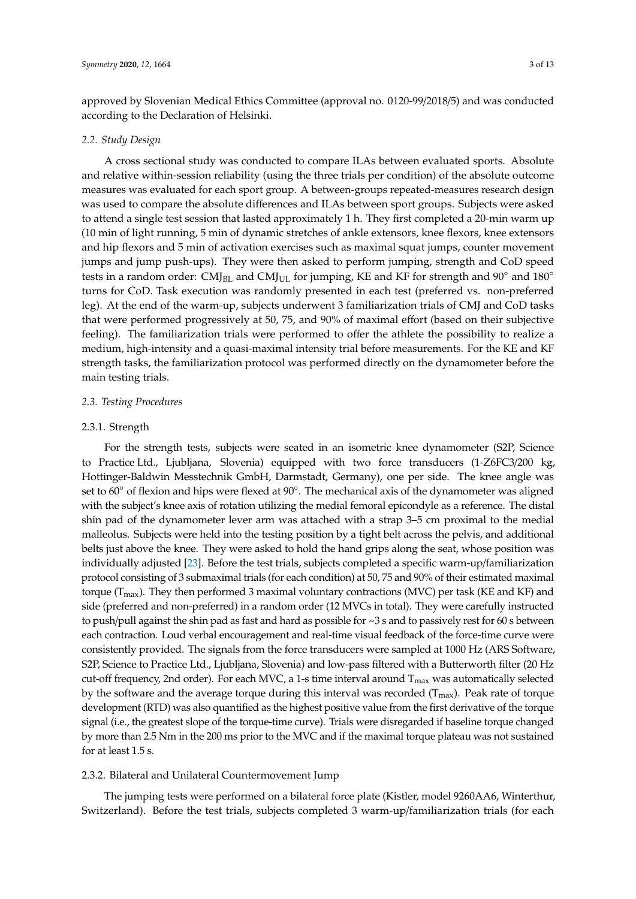approved by Slovenian Medical Ethics Committee (approval no. 0120-99/2018/5) and was conducted according to the Declaration of Helsinki.

### *2.2. Study Design*

A cross sectional study was conducted to compare ILAs between evaluated sports. Absolute and relative within-session reliability (using the three trials per condition) of the absolute outcome measures was evaluated for each sport group. A between-groups repeated-measures research design was used to compare the absolute differences and ILAs between sport groups. Subjects were asked to attend a single test session that lasted approximately 1 h. They first completed a 20-min warm up (10 min of light running, 5 min of dynamic stretches of ankle extensors, knee flexors, knee extensors and hip flexors and 5 min of activation exercises such as maximal squat jumps, counter movement jumps and jump push-ups). They were then asked to perform jumping, strength and CoD speed tests in a random order: $CMJ_{BL}$ and $CMJ_{UL}$ for jumping, KE and KF for strength and 90° and 180° turns for CoD. Task execution was randomly presented in each test (preferred vs. non-preferred leg). At the end of the warm-up, subjects underwent 3 familiarization trials of CMJ and CoD tasks that were performed progressively at 50, 75, and 90% of maximal effort (based on their subjective feeling). The familiarization trials were performed to offer the athlete the possibility to realize a medium, high-intensity and a quasi-maximal intensity trial before measurements. For the KE and KF strength tasks, the familiarization protocol was performed directly on the dynamometer before the main testing trials.

### *2.3. Testing Procedures*

#### 2.3.1. Strength

For the strength tests, subjects were seated in an isometric knee dynamometer (S2P, Science to Practice Ltd., Ljubljana, Slovenia) equipped with two force transducers (1-Z6FC3/200 kg, Hottinger-Baldwin Messtechnik GmbH, Darmstadt, Germany), one per side. The knee angle was set to 60° of flexion and hips were flexed at 90°. The mechanical axis of the dynamometer was aligned with the subject's knee axis of rotation utilizing the medial femoral epicondyle as a reference. The distal shin pad of the dynamometer lever arm was attached with a strap 3–5 cm proximal to the medial malleolus. Subjects were held into the testing position by a tight belt across the pelvis, and additional belts just above the knee. They were asked to hold the hand grips along the seat, whose position was individually adjusted [23]. Before the test trials, subjects completed a specific warm-up/familiarization protocol consisting of 3 submaximal trials (for each condition) at 50, 75 and 90% of their estimated maximal torque ($T_{max}$). They then performed 3 maximal voluntary contractions (MVC) per task (KE and KF) and side (preferred and non-preferred) in a random order (12 MVCs in total). They were carefully instructed to push/pull against the shin pad as fast and hard as possible for ~3 s and to passively rest for 60 s between each contraction. Loud verbal encouragement and real-time visual feedback of the force-time curve were consistently provided. The signals from the force transducers were sampled at 1000 Hz (ARS Software, S2P, Science to Practice Ltd., Ljubljana, Slovenia) and low-pass filtered with a Butterworth filter (20 Hz cut-off frequency, 2nd order). For each MVC, a 1-s time interval around $T_{max}$ was automatically selected by the software and the average torque during this interval was recorded ($T_{max}$). Peak rate of torque development (RTD) was also quantified as the highest positive value from the first derivative of the torque signal (i.e., the greatest slope of the torque-time curve). Trials were disregarded if baseline torque changed by more than 2.5 Nm in the 200 ms prior to the MVC and if the maximal torque plateau was not sustained for at least 1.5 s.

#### 2.3.2. Bilateral and Unilateral Countermovement Jump

The jumping tests were performed on a bilateral force plate (Kistler, model 9260AA6, Winterthur, Switzerland). Before the test trials, subjects completed 3 warm-up/familiarization trials (for each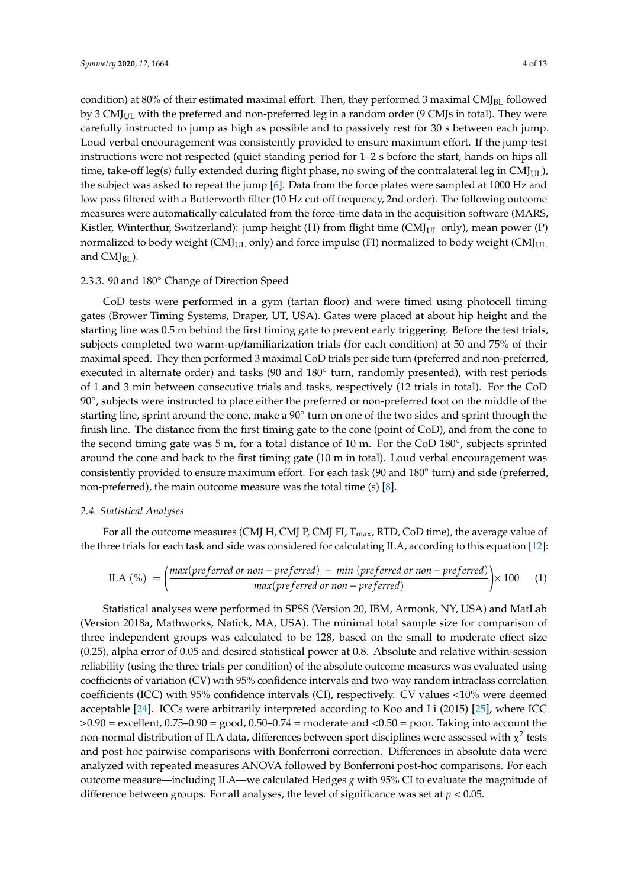condition) at 80% of their estimated maximal effort. Then, they performed 3 maximal $CMJ_{BL}$ followed by 3 $CMJ_{UL}$ with the preferred and non-preferred leg in a random order (9 CMJs in total). They were carefully instructed to jump as high as possible and to passively rest for 30 s between each jump. Loud verbal encouragement was consistently provided to ensure maximum effort. If the jump test instructions were not respected (quiet standing period for 1–2 s before the start, hands on hips all time, take-off leg(s) fully extended during flight phase, no swing of the contralateral leg in $CMJ_{UL}$), the subject was asked to repeat the jump [6]. Data from the force plates were sampled at 1000 Hz and low pass filtered with a Butterworth filter (10 Hz cut-off frequency, 2nd order). The following outcome measures were automatically calculated from the force-time data in the acquisition software (MARS, Kistler, Winterthur, Switzerland): jump height (H) from flight time ($CMJ_{UL}$ only), mean power (P) normalized to body weight ($CMJ_{UL}$ only) and force impulse (FI) normalized to body weight ($CMJ_{UL}$ and $CMJ_{BL}$).

#### 2.3.3. 90 and 180° Change of Direction Speed

CoD tests were performed in a gym (tartan floor) and were timed using photocell timing gates (Brower Timing Systems, Draper, UT, USA). Gates were placed at about hip height and the starting line was 0.5 m behind the first timing gate to prevent early triggering. Before the test trials, subjects completed two warm-up/familiarization trials (for each condition) at 50 and 75% of their maximal speed. They then performed 3 maximal CoD trials per side turn (preferred and non-preferred, executed in alternate order) and tasks (90 and 180° turn, randomly presented), with rest periods of 1 and 3 min between consecutive trials and tasks, respectively (12 trials in total). For the CoD 90°, subjects were instructed to place either the preferred or non-preferred foot on the middle of the starting line, sprint around the cone, make a 90° turn on one of the two sides and sprint through the finish line. The distance from the first timing gate to the cone (point of CoD), and from the cone to the second timing gate was 5 m, for a total distance of 10 m. For the CoD 180°, subjects sprinted around the cone and back to the first timing gate (10 m in total). Loud verbal encouragement was consistently provided to ensure maximum effort. For each task (90 and 180° turn) and side (preferred, non-preferred), the main outcome measure was the total time (s) [8].

### *2.4. Statistical Analyses*

For all the outcome measures (CMJ H, CMJ P, CMJ FI, $T_{max}$, RTD, CoD time), the average value of the three trials for each task and side was considered for calculating ILA, according to this equation [12]:

$$\text{ILA}\ (\%)\ = \left(\frac{max(preferred\ or\ non-preferred)\ -\ min\ (preferred\ or\ non-preferred)}{max(preferred\ or\ non-preferred)}\right) \times 100 \quad (1)$$

Statistical analyses were performed in SPSS (Version 20, IBM, Armonk, NY, USA) and MatLab (Version 2018a, Mathworks, Natick, MA, USA). The minimal total sample size for comparison of three independent groups was calculated to be 128, based on the small to moderate effect size (0.25), alpha error of 0.05 and desired statistical power at 0.8. Absolute and relative within-session reliability (using the three trials per condition) of the absolute outcome measures was evaluated using coefficients of variation (CV) with 95% confidence intervals and two-way random intraclass correlation coefficients (ICC) with 95% confidence intervals (CI), respectively. CV values <10% were deemed acceptable [24]. ICCs were arbitrarily interpreted according to Koo and Li (2015) [25], where ICC >0.90 = excellent, 0.75–0.90 = good, 0.50–0.74 = moderate and <0.50 = poor. Taking into account the non-normal distribution of ILA data, differences between sport disciplines were assessed with $\chi^2$ tests and post-hoc pairwise comparisons with Bonferroni correction. Differences in absolute data were analyzed with repeated measures ANOVA followed by Bonferroni post-hoc comparisons. For each outcome measure—including ILA—we calculated Hedges $g$ with 95% CI to evaluate the magnitude of difference between groups. For all analyses, the level of significance was set at $p < 0.05$.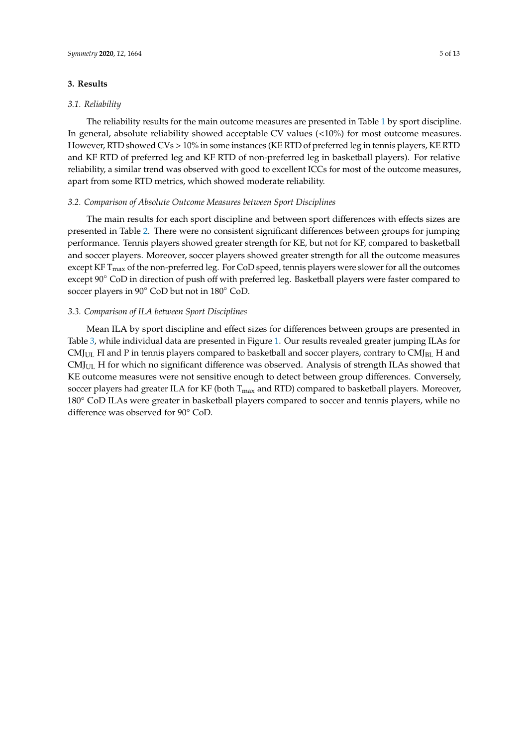## 3. Results

### 3.1. Reliability

The reliability results for the main outcome measures are presented in Table 1 by sport discipline. In general, absolute reliability showed acceptable CV values (<10%) for most outcome measures. However, RTD showed CVs > 10% in some instances (KE RTD of preferred leg in tennis players, KE RTD and KF RTD of preferred leg and KF RTD of non-preferred leg in basketball players). For relative reliability, a similar trend was observed with good to excellent ICCs for most of the outcome measures, apart from some RTD metrics, which showed moderate reliability.

### 3.2. Comparison of Absolute Outcome Measures between Sport Disciplines

The main results for each sport discipline and between sport differences with effects sizes are presented in Table 2. There were no consistent significant differences between groups for jumping performance. Tennis players showed greater strength for KE, but not for KF, compared to basketball and soccer players. Moreover, soccer players showed greater strength for all the outcome measures except KF $T_{max}$ of the non-preferred leg. For CoD speed, tennis players were slower for all the outcomes except 90° CoD in direction of push off with preferred leg. Basketball players were faster compared to soccer players in 90° CoD but not in 180° CoD.

### 3.3. Comparison of ILA between Sport Disciplines

Mean ILA by sport discipline and effect sizes for differences between groups are presented in Table 3, while individual data are presented in Figure 1. Our results revealed greater jumping ILAs for $CMJ_{UL}$ FI and P in tennis players compared to basketball and soccer players, contrary to $CMJ_{BL}$ H and $CMJ_{UL}$ H for which no significant difference was observed. Analysis of strength ILAs showed that KE outcome measures were not sensitive enough to detect between group differences. Conversely, soccer players had greater ILA for KF (both $T_{max}$ and RTD) compared to basketball players. Moreover, 180° CoD ILAs were greater in basketball players compared to soccer and tennis players, while no difference was observed for 90° CoD.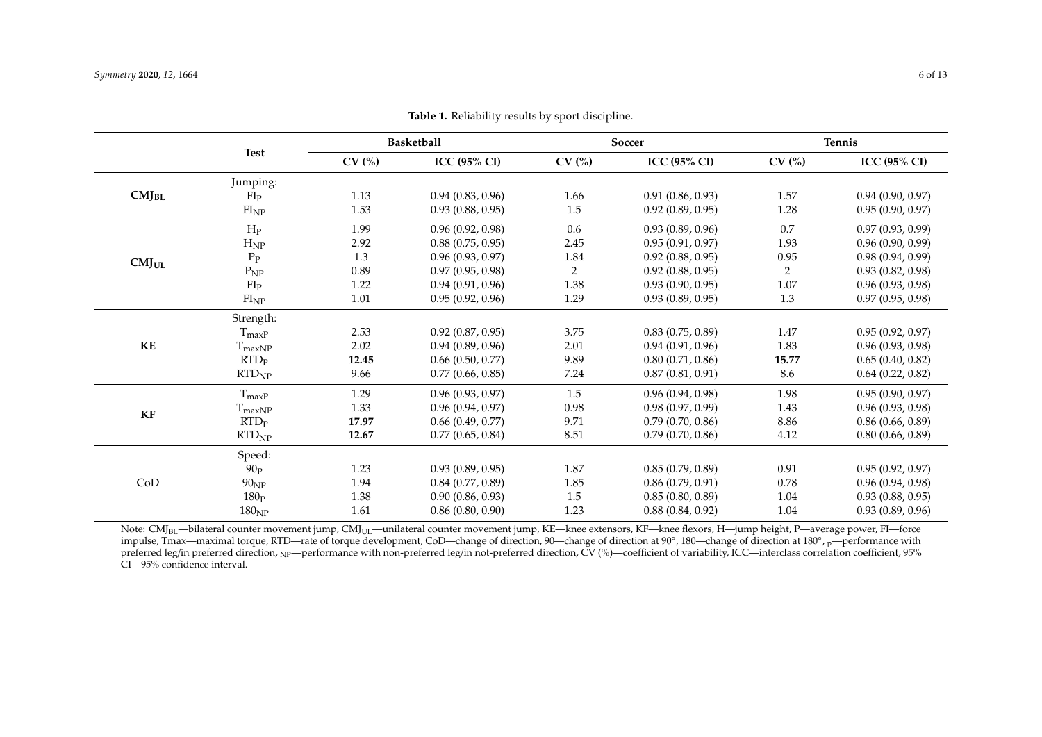**Table 1.** Reliability results by sport discipline.

| | Test | Basketball | | Soccer | | Tennis | |
|---|---|---|---|---|---|---|---|
| | | CV (%) | ICC (95% CI) | CV (%) | ICC (95% CI) | CV (%) | ICC (95% CI) |
| | Jumping: | | | | | | |
| **$CMJ_{BL}$** | $FI_P$ | 1.13 | 0.94 (0.83, 0.96) | 1.66 | 0.91 (0.86, 0.93) | 1.57 | 0.94 (0.90, 0.97) |
| | $FI_{NP}$ | 1.53 | 0.93 (0.88, 0.95) | 1.5 | 0.92 (0.89, 0.95) | 1.28 | 0.95 (0.90, 0.97) |
| **$CMJ_{UL}$** | $H_P$ | 1.99 | 0.96 (0.92, 0.98) | 0.6 | 0.93 (0.89, 0.96) | 0.7 | 0.97 (0.93, 0.99) |
| | $H_{NP}$ | 2.92 | 0.88 (0.75, 0.95) | 2.45 | 0.95 (0.91, 0.97) | 1.93 | 0.96 (0.90, 0.99) |
| | $P_P$ | 1.3 | 0.96 (0.93, 0.97) | 1.84 | 0.92 (0.88, 0.95) | 0.95 | 0.98 (0.94, 0.99) |
| | $P_{NP}$ | 0.89 | 0.97 (0.95, 0.98) | 2 | 0.92 (0.88, 0.95) | 2 | 0.93 (0.82, 0.98) |
| | $FI_P$ | 1.22 | 0.94 (0.91, 0.96) | 1.38 | 0.93 (0.90, 0.95) | 1.07 | 0.96 (0.93, 0.98) |
| | $FI_{NP}$ | 1.01 | 0.95 (0.92, 0.96) | 1.29 | 0.93 (0.89, 0.95) | 1.3 | 0.97 (0.95, 0.98) |
| | Strength: | | | | | | |
| **KE** | $T_{maxP}$ | 2.53 | 0.92 (0.87, 0.95) | 3.75 | 0.83 (0.75, 0.89) | 1.47 | 0.95 (0.92, 0.97) |
| | $T_{maxNP}$ | 2.02 | 0.94 (0.89, 0.96) | 2.01 | 0.94 (0.91, 0.96) | 1.83 | 0.96 (0.93, 0.98) |
| | $RTD_P$ | **12.45** | 0.66 (0.50, 0.77) | 9.89 | 0.80 (0.71, 0.86) | **15.77** | 0.65 (0.40, 0.82) |
| | $RTD_{NP}$ | 9.66 | 0.77 (0.66, 0.85) | 7.24 | 0.87 (0.81, 0.91) | 8.6 | 0.64 (0.22, 0.82) |
| **KF** | $T_{maxP}$ | 1.29 | 0.96 (0.93, 0.97) | 1.5 | 0.96 (0.94, 0.98) | 1.98 | 0.95 (0.90, 0.97) |
| | $T_{maxNP}$ | 1.33 | 0.96 (0.94, 0.97) | 0.98 | 0.98 (0.97, 0.99) | 1.43 | 0.96 (0.93, 0.98) |
| | $RTD_P$ | **17.97** | 0.66 (0.49, 0.77) | 9.71 | 0.79 (0.70, 0.86) | 8.86 | 0.86 (0.66, 0.89) |
| | $RTD_{NP}$ | **12.67** | 0.77 (0.65, 0.84) | 8.51 | 0.79 (0.70, 0.86) | 4.12 | 0.80 (0.66, 0.89) |
| | Speed: | | | | | | |
| CoD | $90_P$ | 1.23 | 0.93 (0.89, 0.95) | 1.87 | 0.85 (0.79, 0.89) | 0.91 | 0.95 (0.92, 0.97) |
| | $90_{NP}$ | 1.94 | 0.84 (0.77, 0.89) | 1.85 | 0.86 (0.79, 0.91) | 0.78 | 0.96 (0.94, 0.98) |
| | $180_P$ | 1.38 | 0.90 (0.86, 0.93) | 1.5 | 0.85 (0.80, 0.89) | 1.04 | 0.93 (0.88, 0.95) |
| | $180_{NP}$ | 1.61 | 0.86 (0.80, 0.90) | 1.23 | 0.88 (0.84, 0.92) | 1.04 | 0.93 (0.89, 0.96) |

Note: $CMJ_{BL}$—bilateral counter movement jump, $CMJ_{UL}$—unilateral counter movement jump, KE—knee extensors, KF—knee flexors, H—jump height, P—average power, FI—force impulse, Tmax—maximal torque, RTD—rate of torque development, CoD—change of direction, 90—change of direction at 90°, 180—change of direction at 180°, $_P$—performance with preferred leg/in preferred direction, $_{NP}$—performance with non-preferred leg/in not-preferred direction, CV (%)—coefficient of variability, ICC—interclass correlation coefficient, 95% CI—95% confidence interval.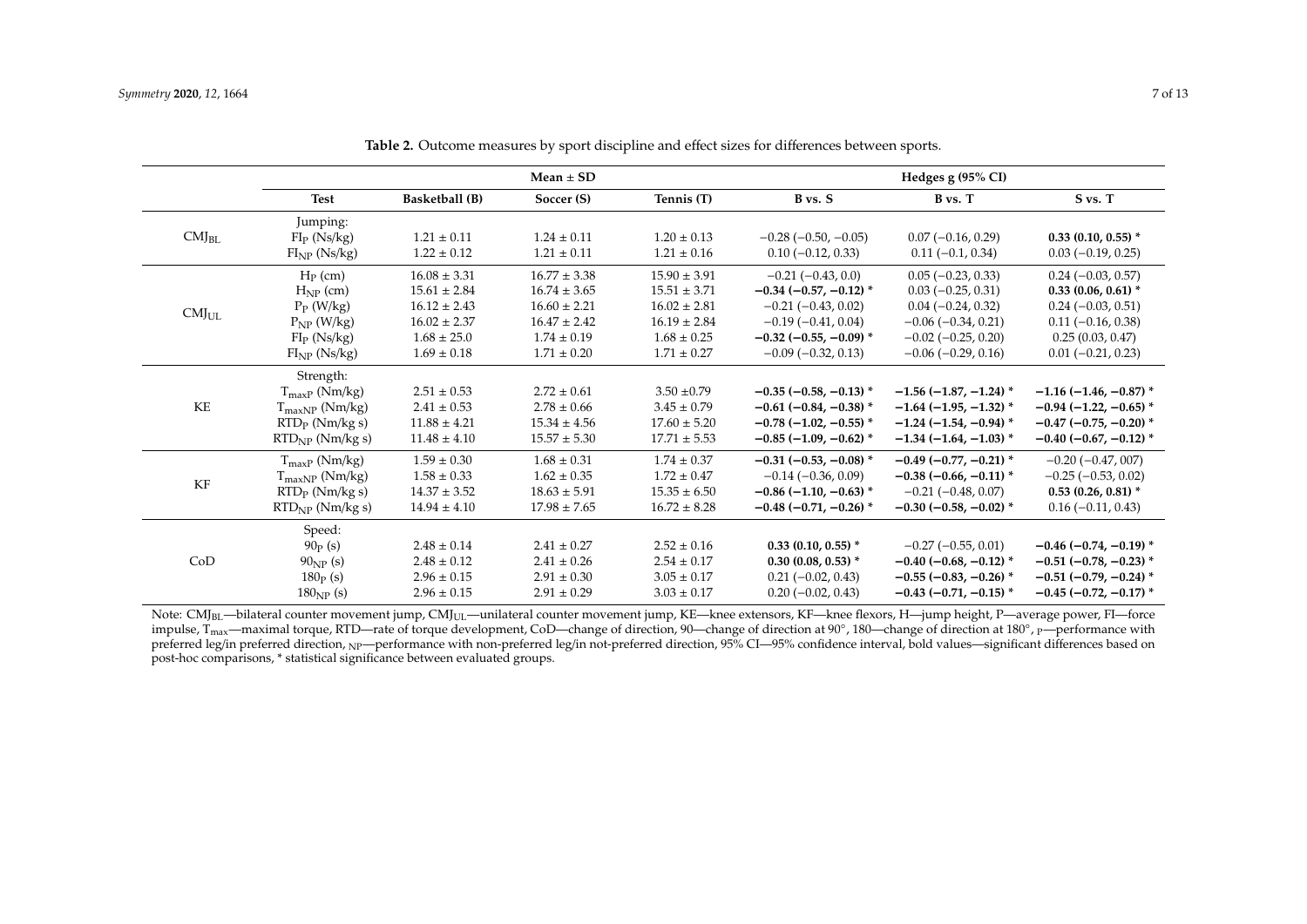**Table 2.** Outcome measures by sport discipline and effect sizes for differences between sports.

| | Mean ± SD | | | | Hedges g (95% CI) | | |
|---|---|---|---|---|---|---|---|
| | **Test** | **Basketball (B)** | **Soccer (S)** | **Tennis (T)** | **B vs. S** | **B vs. T** | **S vs. T** |
| $CMJ_{BL}$ | Jumping: | | | | | | |
| | $FI_P$ (Ns/kg) | 1.21 ± 0.11 | 1.24 ± 0.11 | 1.20 ± 0.13 | −0.28 (−0.50, −0.05) | 0.07 (−0.16, 0.29) | **0.33 (0.10, 0.55) \*** |
| | $FI_{NP}$ (Ns/kg) | 1.22 ± 0.12 | 1.21 ± 0.11 | 1.21 ± 0.16 | 0.10 (−0.12, 0.33) | 0.11 (−0.1, 0.34) | 0.03 (−0.19, 0.25) |
| $CMJ_{UL}$ | $H_P$ (cm) | 16.08 ± 3.31 | 16.77 ± 3.38 | 15.90 ± 3.91 | −0.21 (−0.43, 0.0) | 0.05 (−0.23, 0.33) | 0.24 (−0.03, 0.57) |
| | $H_{NP}$ (cm) | 15.61 ± 2.84 | 16.74 ± 3.65 | 15.51 ± 3.71 | **−0.34 (−0.57, −0.12) \*** | 0.03 (−0.25, 0.31) | **0.33 (0.06, 0.61) \*** |
| | $P_P$ (W/kg) | 16.12 ± 2.43 | 16.60 ± 2.21 | 16.02 ± 2.81 | −0.21 (−0.43, 0.02) | 0.04 (−0.24, 0.32) | 0.24 (−0.03, 0.51) |
| | $P_{NP}$ (W/kg) | 16.02 ± 2.37 | 16.47 ± 2.42 | 16.19 ± 2.84 | −0.19 (−0.41, 0.04) | −0.06 (−0.34, 0.21) | 0.11 (−0.16, 0.38) |
| | $FI_P$ (Ns/kg) | 1.68 ± 25.0 | 1.74 ± 0.19 | 1.68 ± 0.25 | **−0.32 (−0.55, −0.09) \*** | −0.02 (−0.25, 0.20) | 0.25 (0.03, 0.47) |
| | $FI_{NP}$ (Ns/kg) | 1.69 ± 0.18 | 1.71 ± 0.20 | 1.71 ± 0.27 | −0.09 (−0.32, 0.13) | −0.06 (−0.29, 0.16) | 0.01 (−0.21, 0.23) |
| KE | Strength: | | | | | | |
| | $T_{maxP}$ (Nm/kg) | 2.51 ± 0.53 | 2.72 ± 0.61 | 3.50 ±0.79 | **−0.35 (−0.58, −0.13) \*** | **−1.56 (−1.87, −1.24) \*** | **−1.16 (−1.46, −0.87) \*** |
| | $T_{maxNP}$ (Nm/kg) | 2.41 ± 0.53 | 2.78 ± 0.66 | 3.45 ± 0.79 | **−0.61 (−0.84, −0.38) \*** | **−1.64 (−1.95, −1.32) \*** | **−0.94 (−1.22, −0.65) \*** |
| | $RTD_P$ (Nm/kg s) | 11.88 ± 4.21 | 15.34 ± 4.56 | 17.60 ± 5.20 | **−0.78 (−1.02, −0.55) \*** | **−1.24 (−1.54, −0.94) \*** | **−0.47 (−0.75, −0.20) \*** |
| | $RTD_{NP}$ (Nm/kg s) | 11.48 ± 4.10 | 15.57 ± 5.30 | 17.71 ± 5.53 | **−0.85 (−1.09, −0.62) \*** | **−1.34 (−1.64, −1.03) \*** | **−0.40 (−0.67, −0.12) \*** |
| KF | $T_{maxP}$ (Nm/kg) | 1.59 ± 0.30 | 1.68 ± 0.31 | 1.74 ± 0.37 | **−0.31 (−0.53, −0.08) \*** | **−0.49 (−0.77, −0.21) \*** | −0.20 (−0.47, 007) |
| | $T_{maxNP}$ (Nm/kg) | 1.58 ± 0.33 | 1.62 ± 0.35 | 1.72 ± 0.47 | −0.14 (−0.36, 0.09) | **−0.38 (−0.66, −0.11) \*** | −0.25 (−0.53, 0.02) |
| | $RTD_P$ (Nm/kg s) | 14.37 ± 3.52 | 18.63 ± 5.91 | 15.35 ± 6.50 | **−0.86 (−1.10, −0.63) \*** | −0.21 (−0.48, 0.07) | **0.53 (0.26, 0.81) \*** |
| | $RTD_{NP}$ (Nm/kg s) | 14.94 ± 4.10 | 17.98 ± 7.65 | 16.72 ± 8.28 | **−0.48 (−0.71, −0.26) \*** | **−0.30 (−0.58, −0.02) \*** | 0.16 (−0.11, 0.43) |
| CoD | Speed: | | | | | | |
| | $90_P$ (s) | 2.48 ± 0.14 | 2.41 ± 0.27 | 2.52 ± 0.16 | **0.33 (0.10, 0.55) \*** | −0.27 (−0.55, 0.01) | **−0.46 (−0.74, −0.19) \*** |
| | $90_{NP}$ (s) | 2.48 ± 0.12 | 2.41 ± 0.26 | 2.54 ± 0.17 | **0.30 (0.08, 0.53) \*** | **−0.40 (−0.68, −0.12) \*** | **−0.51 (−0.78, −0.23) \*** |
| | $180_P$ (s) | 2.96 ± 0.15 | 2.91 ± 0.30 | 3.05 ± 0.17 | 0.21 (−0.02, 0.43) | **−0.55 (−0.83, −0.26) \*** | **−0.51 (−0.79, −0.24) \*** |
| | $180_{NP}$ (s) | 2.96 ± 0.15 | 2.91 ± 0.29 | 3.03 ± 0.17 | 0.20 (−0.02, 0.43) | **−0.43 (−0.71, −0.15) \*** | **−0.45 (−0.72, −0.17) \*** |

Note: $CMJ_{BL}$—bilateral counter movement jump, $CMJ_{UL}$—unilateral counter movement jump, KE—knee extensors, KF—knee flexors, H—jump height, P—average power, FI—force impulse, $T_{max}$—maximal torque, RTD—rate of torque development, CoD—change of direction, 90—change of direction at 90°, 180—change of direction at 180°, $_P$—performance with preferred leg/in preferred direction, $_{NP}$—performance with non-preferred leg/in not-preferred direction, 95% CI—95% confidence interval, bold values—significant differences based on post-hoc comparisons, * statistical significance between evaluated groups.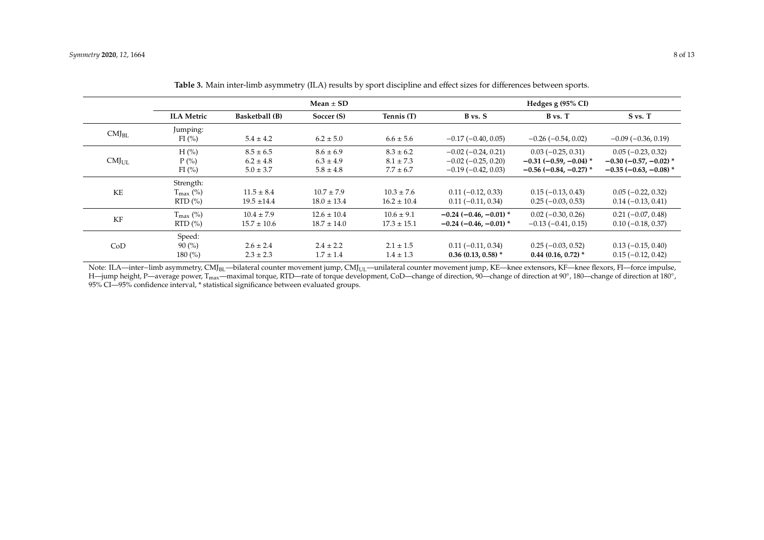**Table 3.** Main inter-limb asymmetry (ILA) results by sport discipline and effect sizes for differences between sports.

| | | Mean ± SD | | | Hedges g (95% CI) | | |
|---|---|---|---|---|---|---|---|
| | **ILA Metric** | **Basketball (B)** | **Soccer (S)** | **Tennis (T)** | **B vs. S** | **B vs. T** | **S vs. T** |
| $CMJ_{BL}$ | Jumping: FI (%) | 5.4 ± 4.2 | 6.2 ± 5.0 | 6.6 ± 5.6 | −0.17 (−0.40, 0.05) | −0.26 (−0.54, 0.02) | −0.09 (−0.36, 0.19) |
| $CMJ_{UL}$ | H (%) | 8.5 ± 6.5 | 8.6 ± 6.9 | 8.3 ± 6.2 | −0.02 (−0.24, 0.21) | 0.03 (−0.25, 0.31) | 0.05 (−0.23, 0.32) |
| | P (%) | 6.2 ± 4.8 | 6.3 ± 4.9 | 8.1 ± 7.3 | −0.02 (−0.25, 0.20) | **−0.31 (−0.59, −0.04) *** | **−0.30 (−0.57, −0.02) *** |
| | FI (%) | 5.0 ± 3.7 | 5.8 ± 4.8 | 7.7 ± 6.7 | −0.19 (−0.42, 0.03) | **−0.56 (−0.84, −0.27) *** | **−0.35 (−0.63, −0.08) *** |
| KE | Strength: $T_{max}$ (%) | 11.5 ± 8.4 | 10.7 ± 7.9 | 10.3 ± 7.6 | 0.11 (−0.12, 0.33) | 0.15 (−0.13, 0.43) | 0.05 (−0.22, 0.32) |
| | RTD (%) | 19.5 ±14.4 | 18.0 ± 13.4 | 16.2 ± 10.4 | 0.11 (−0.11, 0.34) | 0.25 (−0.03, 0.53) | 0.14 (−0.13, 0.41) |
| KF | $T_{max}$ (%) | 10.4 ± 7.9 | 12.6 ± 10.4 | 10.6 ± 9.1 | **−0.24 (−0.46, −0.01) *** | 0.02 (−0.30, 0.26) | 0.21 (−0.07, 0.48) |
| | RTD (%) | 15.7 ± 10.6 | 18.7 ± 14.0 | 17.3 ± 15.1 | **−0.24 (−0.46, −0.01) *** | −0.13 (−0.41, 0.15) | 0.10 (−0.18, 0.37) |
| CoD | Speed: 90 (%) | 2.6 ± 2.4 | 2.4 ± 2.2 | 2.1 ± 1.5 | 0.11 (−0.11, 0.34) | 0.25 (−0.03, 0.52) | 0.13 (−0.15, 0.40) |
| | 180 (%) | 2.3 ± 2.3 | 1.7 ± 1.4 | 1.4 ± 1.3 | **0.36 (0.13, 0.58) *** | **0.44 (0.16, 0.72) *** | 0.15 (−0.12, 0.42) |

Note: ILA—inter−limb asymmetry, $CMJ_{BL}$—bilateral counter movement jump, $CMJ_{UL}$—unilateral counter movement jump, KE—knee extensors, KF—knee flexors, FI—force impulse, H—jump height, P—average power, $T_{max}$—maximal torque, RTD—rate of torque development, CoD—change of direction, 90—change of direction at 90°, 180—change of direction at 180°, 95% CI—95% confidence interval, * statistical significance between evaluated groups.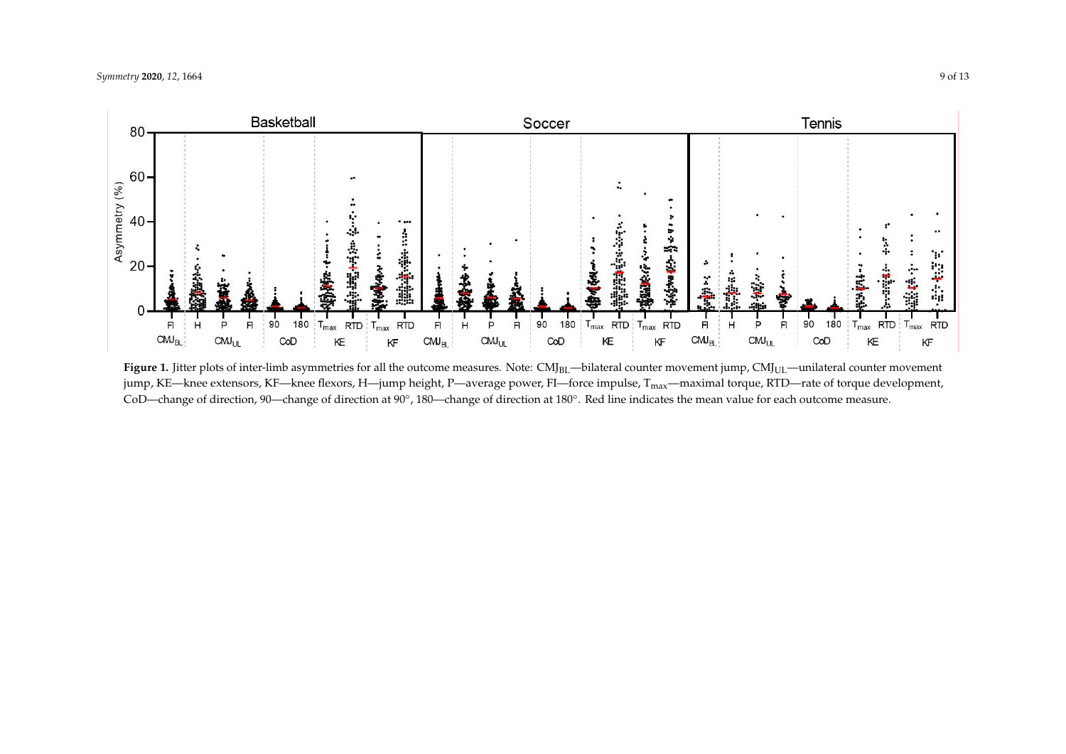**Figure 1.** Jitter plots of inter-limb asymmetries for all the outcome measures. Note: $CMJ_{BL}$—bilateral counter movement jump, $CMJ_{UL}$—unilateral counter movement jump, KE—knee extensors, KF—knee flexors, H—jump height, P—average power, FI—force impulse, $T_{max}$—maximal torque, RTD—rate of torque development, CoD—change of direction, 90—change of direction at 90°, 180—change of direction at 180°. Red line indicates the mean value for each outcome measure.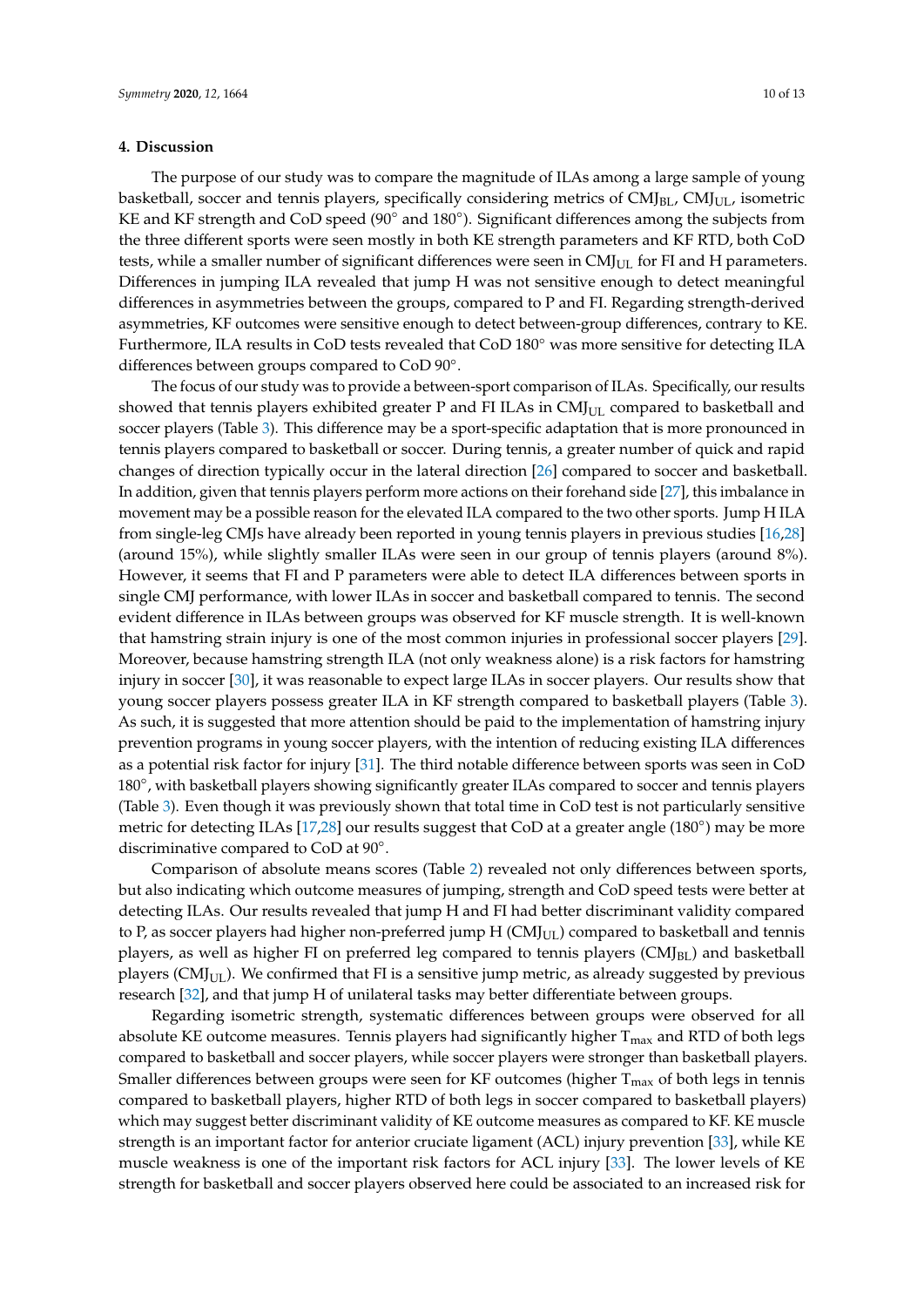## 4. Discussion

The purpose of our study was to compare the magnitude of ILAs among a large sample of young basketball, soccer and tennis players, specifically considering metrics of $CMJ_{BL}$, $CMJ_{UL}$, isometric KE and KF strength and CoD speed (90° and 180°). Significant differences among the subjects from the three different sports were seen mostly in both KE strength parameters and KF RTD, both CoD tests, while a smaller number of significant differences were seen in $CMJ_{UL}$ for FI and H parameters. Differences in jumping ILA revealed that jump H was not sensitive enough to detect meaningful differences in asymmetries between the groups, compared to P and FI. Regarding strength-derived asymmetries, KF outcomes were sensitive enough to detect between-group differences, contrary to KE. Furthermore, ILA results in CoD tests revealed that CoD 180° was more sensitive for detecting ILA differences between groups compared to CoD 90°.

The focus of our study was to provide a between-sport comparison of ILAs. Specifically, our results showed that tennis players exhibited greater P and FI ILAs in $CMJ_{UL}$ compared to basketball and soccer players (Table 3). This difference may be a sport-specific adaptation that is more pronounced in tennis players compared to basketball or soccer. During tennis, a greater number of quick and rapid changes of direction typically occur in the lateral direction [26] compared to soccer and basketball. In addition, given that tennis players perform more actions on their forehand side [27], this imbalance in movement may be a possible reason for the elevated ILA compared to the two other sports. Jump H ILA from single-leg CMJs have already been reported in young tennis players in previous studies [16,28] (around 15%), while slightly smaller ILAs were seen in our group of tennis players (around 8%). However, it seems that FI and P parameters were able to detect ILA differences between sports in single CMJ performance, with lower ILAs in soccer and basketball compared to tennis. The second evident difference in ILAs between groups was observed for KF muscle strength. It is well-known that hamstring strain injury is one of the most common injuries in professional soccer players [29]. Moreover, because hamstring strength ILA (not only weakness alone) is a risk factors for hamstring injury in soccer [30], it was reasonable to expect large ILAs in soccer players. Our results show that young soccer players possess greater ILA in KF strength compared to basketball players (Table 3). As such, it is suggested that more attention should be paid to the implementation of hamstring injury prevention programs in young soccer players, with the intention of reducing existing ILA differences as a potential risk factor for injury [31]. The third notable difference between sports was seen in CoD 180°, with basketball players showing significantly greater ILAs compared to soccer and tennis players (Table 3). Even though it was previously shown that total time in CoD test is not particularly sensitive metric for detecting ILAs [17,28] our results suggest that CoD at a greater angle (180°) may be more discriminative compared to CoD at 90°.

Comparison of absolute means scores (Table 2) revealed not only differences between sports, but also indicating which outcome measures of jumping, strength and CoD speed tests were better at detecting ILAs. Our results revealed that jump H and FI had better discriminant validity compared to P, as soccer players had higher non-preferred jump H ($CMJ_{UL}$) compared to basketball and tennis players, as well as higher FI on preferred leg compared to tennis players ($CMJ_{BL}$) and basketball players ($CMJ_{UL}$). We confirmed that FI is a sensitive jump metric, as already suggested by previous research [32], and that jump H of unilateral tasks may better differentiate between groups.

Regarding isometric strength, systematic differences between groups were observed for all absolute KE outcome measures. Tennis players had significantly higher $T_{max}$ and RTD of both legs compared to basketball and soccer players, while soccer players were stronger than basketball players. Smaller differences between groups were seen for KF outcomes (higher $T_{max}$ of both legs in tennis compared to basketball players, higher RTD of both legs in soccer compared to basketball players) which may suggest better discriminant validity of KE outcome measures as compared to KF. KE muscle strength is an important factor for anterior cruciate ligament (ACL) injury prevention [33], while KE muscle weakness is one of the important risk factors for ACL injury [33]. The lower levels of KE strength for basketball and soccer players observed here could be associated to an increased risk for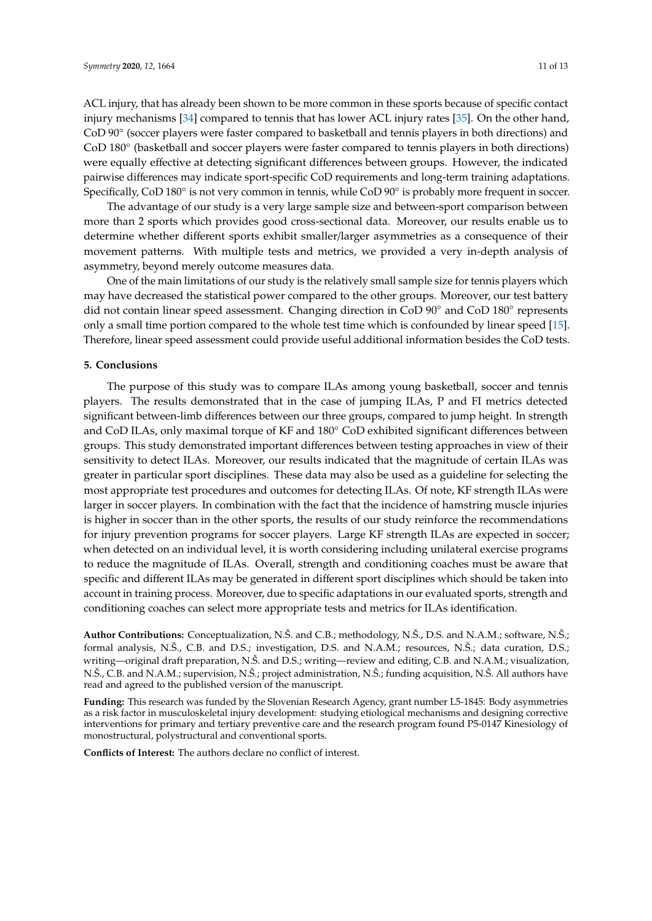ACL injury, that has already been shown to be more common in these sports because of specific contact injury mechanisms [34] compared to tennis that has lower ACL injury rates [35]. On the other hand, CoD 90° (soccer players were faster compared to basketball and tennis players in both directions) and CoD 180° (basketball and soccer players were faster compared to tennis players in both directions) were equally effective at detecting significant differences between groups. However, the indicated pairwise differences may indicate sport-specific CoD requirements and long-term training adaptations. Specifically, CoD 180° is not very common in tennis, while CoD 90° is probably more frequent in soccer.

The advantage of our study is a very large sample size and between-sport comparison between more than 2 sports which provides good cross-sectional data. Moreover, our results enable us to determine whether different sports exhibit smaller/larger asymmetries as a consequence of their movement patterns. With multiple tests and metrics, we provided a very in-depth analysis of asymmetry, beyond merely outcome measures data.

One of the main limitations of our study is the relatively small sample size for tennis players which may have decreased the statistical power compared to the other groups. Moreover, our test battery did not contain linear speed assessment. Changing direction in CoD 90° and CoD 180° represents only a small time portion compared to the whole test time which is confounded by linear speed [15]. Therefore, linear speed assessment could provide useful additional information besides the CoD tests.

## 5. Conclusions

The purpose of this study was to compare ILAs among young basketball, soccer and tennis players. The results demonstrated that in the case of jumping ILAs, P and FI metrics detected significant between-limb differences between our three groups, compared to jump height. In strength and CoD ILAs, only maximal torque of KF and 180° CoD exhibited significant differences between groups. This study demonstrated important differences between testing approaches in view of their sensitivity to detect ILAs. Moreover, our results indicated that the magnitude of certain ILAs was greater in particular sport disciplines. These data may also be used as a guideline for selecting the most appropriate test procedures and outcomes for detecting ILAs. Of note, KF strength ILAs were larger in soccer players. In combination with the fact that the incidence of hamstring muscle injuries is higher in soccer than in the other sports, the results of our study reinforce the recommendations for injury prevention programs for soccer players. Large KF strength ILAs are expected in soccer; when detected on an individual level, it is worth considering including unilateral exercise programs to reduce the magnitude of ILAs. Overall, strength and conditioning coaches must be aware that specific and different ILAs may be generated in different sport disciplines which should be taken into account in training process. Moreover, due to specific adaptations in our evaluated sports, strength and conditioning coaches can select more appropriate tests and metrics for ILAs identification.

**Author Contributions:** Conceptualization, N.Š. and C.B.; methodology, N.Š., D.S. and N.A.M.; software, N.Š.; formal analysis, N.Š., C.B. and D.S.; investigation, D.S. and N.A.M.; resources, N.Š.; data curation, D.S.; writing—original draft preparation, N.Š. and D.S.; writing—review and editing, C.B. and N.A.M.; visualization, N.Š., C.B. and N.A.M.; supervision, N.Š.; project administration, N.Š.; funding acquisition, N.Š. All authors have read and agreed to the published version of the manuscript.

**Funding:** This research was funded by the Slovenian Research Agency, grant number L5-1845: Body asymmetries as a risk factor in musculoskeletal injury development: studying etiological mechanisms and designing corrective interventions for primary and tertiary preventive care and the research program found P5-0147 Kinesiology of monostructural, polystructural and conventional sports.

**Conflicts of Interest:** The authors declare no conflict of interest.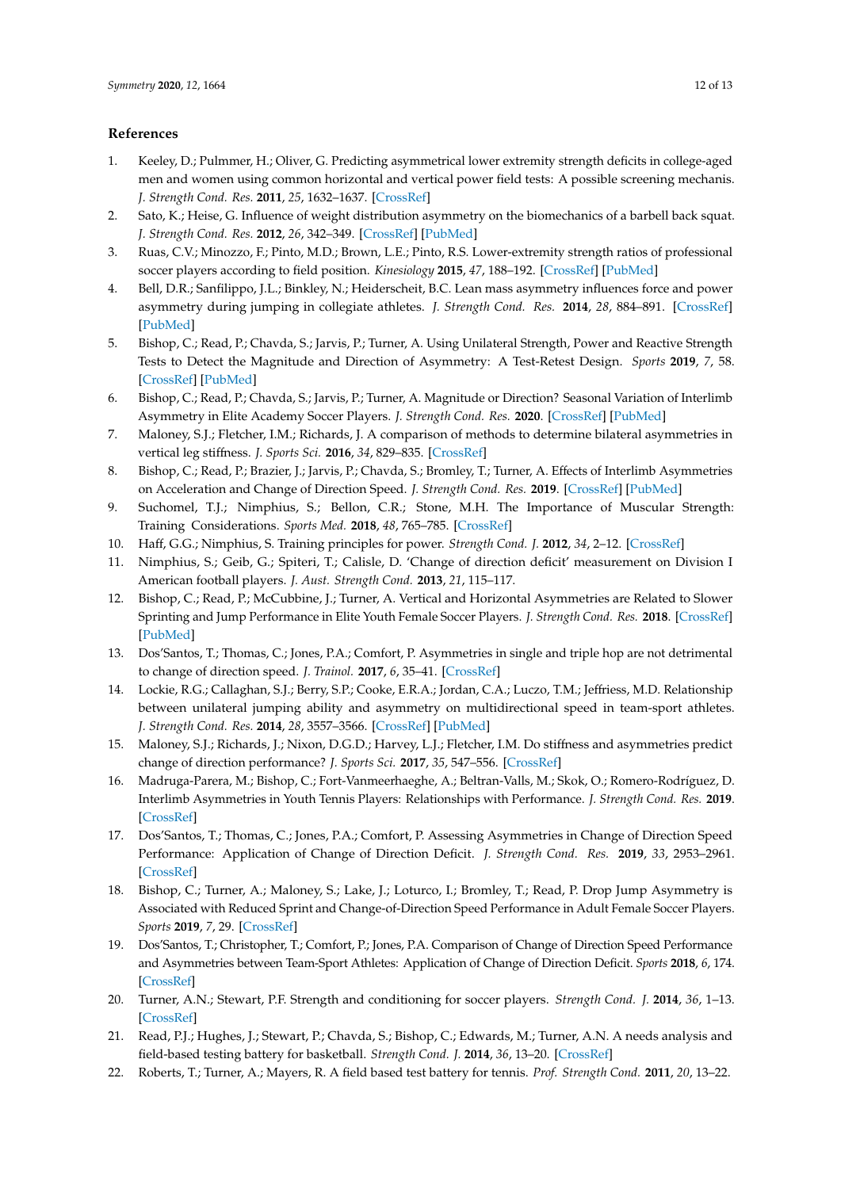## References

1. Keeley, D.; Pulmmer, H.; Oliver, G. Predicting asymmetrical lower extremity strength deficits in college-aged men and women using common horizontal and vertical power field tests: A possible screening mechanis. *J. Strength Cond. Res.* **2011**, *25*, 1632–1637. [CrossRef]
2. Sato, K.; Heise, G. Influence of weight distribution asymmetry on the biomechanics of a barbell back squat. *J. Strength Cond. Res.* **2012**, *26*, 342–349. [CrossRef] [PubMed]
3. Ruas, C.V.; Minozzo, F.; Pinto, M.D.; Brown, L.E.; Pinto, R.S. Lower-extremity strength ratios of professional soccer players according to field position. *Kinesiology* **2015**, *47*, 188–192. [CrossRef] [PubMed]
4. Bell, D.R.; Sanfilippo, J.L.; Binkley, N.; Heiderscheit, B.C. Lean mass asymmetry influences force and power asymmetry during jumping in collegiate athletes. *J. Strength Cond. Res.* **2014**, *28*, 884–891. [CrossRef] [PubMed]
5. Bishop, C.; Read, P.; Chavda, S.; Jarvis, P.; Turner, A. Using Unilateral Strength, Power and Reactive Strength Tests to Detect the Magnitude and Direction of Asymmetry: A Test-Retest Design. *Sports* **2019**, *7*, 58. [CrossRef] [PubMed]
6. Bishop, C.; Read, P.; Chavda, S.; Jarvis, P.; Turner, A. Magnitude or Direction? Seasonal Variation of Interlimb Asymmetry in Elite Academy Soccer Players. *J. Strength Cond. Res.* **2020**. [CrossRef] [PubMed]
7. Maloney, S.J.; Fletcher, I.M.; Richards, J. A comparison of methods to determine bilateral asymmetries in vertical leg stiffness. *J. Sports Sci.* **2016**, *34*, 829–835. [CrossRef]
8. Bishop, C.; Read, P.; Brazier, J.; Jarvis, P.; Chavda, S.; Bromley, T.; Turner, A. Effects of Interlimb Asymmetries on Acceleration and Change of Direction Speed. *J. Strength Cond. Res.* **2019**. [CrossRef] [PubMed]
9. Suchomel, T.J.; Nimphius, S.; Bellon, C.R.; Stone, M.H. The Importance of Muscular Strength: Training Considerations. *Sports Med.* **2018**, *48*, 765–785. [CrossRef]
10. Haff, G.G.; Nimphius, S. Training principles for power. *Strength Cond. J.* **2012**, *34*, 2–12. [CrossRef]
11. Nimphius, S.; Geib, G.; Spiteri, T.; Calisle, D. 'Change of direction deficit' measurement on Division I American football players. *J. Aust. Strength Cond.* **2013**, *21*, 115–117.
12. Bishop, C.; Read, P.; McCubbine, J.; Turner, A. Vertical and Horizontal Asymmetries are Related to Slower Sprinting and Jump Performance in Elite Youth Female Soccer Players. *J. Strength Cond. Res.* **2018**. [CrossRef] [PubMed]
13. Dos'Santos, T.; Thomas, C.; Jones, P.A.; Comfort, P. Asymmetries in single and triple hop are not detrimental to change of direction speed. *J. Trainol.* **2017**, *6*, 35–41. [CrossRef]
14. Lockie, R.G.; Callaghan, S.J.; Berry, S.P.; Cooke, E.R.A.; Jordan, C.A.; Luczo, T.M.; Jeffriess, M.D. Relationship between unilateral jumping ability and asymmetry on multidirectional speed in team-sport athletes. *J. Strength Cond. Res.* **2014**, *28*, 3557–3566. [CrossRef] [PubMed]
15. Maloney, S.J.; Richards, J.; Nixon, D.G.D.; Harvey, L.J.; Fletcher, I.M. Do stiffness and asymmetries predict change of direction performance? *J. Sports Sci.* **2017**, *35*, 547–556. [CrossRef]
16. Madruga-Parera, M.; Bishop, C.; Fort-Vanmeerhaeghe, A.; Beltran-Valls, M.; Skok, O.; Romero-Rodríguez, D. Interlimb Asymmetries in Youth Tennis Players: Relationships with Performance. *J. Strength Cond. Res.* **2019**. [CrossRef]
17. Dos'Santos, T.; Thomas, C.; Jones, P.A.; Comfort, P. Assessing Asymmetries in Change of Direction Speed Performance: Application of Change of Direction Deficit. *J. Strength Cond. Res.* **2019**, *33*, 2953–2961. [CrossRef]
18. Bishop, C.; Turner, A.; Maloney, S.; Lake, J.; Loturco, I.; Bromley, T.; Read, P. Drop Jump Asymmetry is Associated with Reduced Sprint and Change-of-Direction Speed Performance in Adult Female Soccer Players. *Sports* **2019**, *7*, 29. [CrossRef]
19. Dos'Santos, T.; Christopher, T.; Comfort, P.; Jones, P.A. Comparison of Change of Direction Speed Performance and Asymmetries between Team-Sport Athletes: Application of Change of Direction Deficit. *Sports* **2018**, *6*, 174. [CrossRef]
20. Turner, A.N.; Stewart, P.F. Strength and conditioning for soccer players. *Strength Cond. J.* **2014**, *36*, 1–13. [CrossRef]
21. Read, P.J.; Hughes, J.; Stewart, P.; Chavda, S.; Bishop, C.; Edwards, M.; Turner, A.N. A needs analysis and field-based testing battery for basketball. *Strength Cond. J.* **2014**, *36*, 13–20. [CrossRef]
22. Roberts, T.; Turner, A.; Mayers, R. A field based test battery for tennis. *Prof. Strength Cond.* **2011**, *20*, 13–22.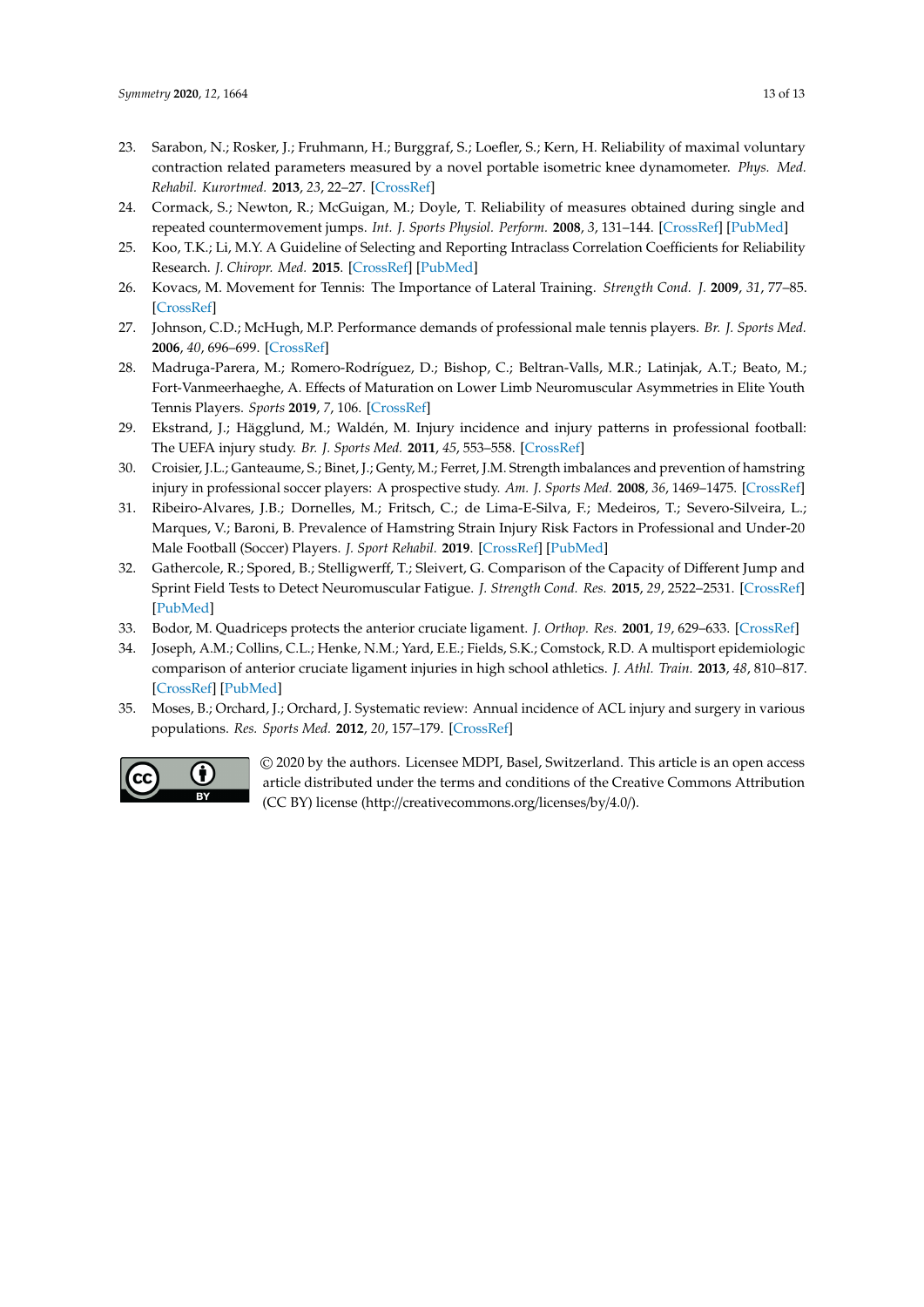23. Sarabon, N.; Rosker, J.; Fruhmann, H.; Burggraf, S.; Loefler, S.; Kern, H. Reliability of maximal voluntary contraction related parameters measured by a novel portable isometric knee dynamometer. *Phys. Med. Rehabil. Kurortmed.* **2013**, *23*, 22–27. [CrossRef]
24. Cormack, S.; Newton, R.; McGuigan, M.; Doyle, T. Reliability of measures obtained during single and repeated countermovement jumps. *Int. J. Sports Physiol. Perform.* **2008**, *3*, 131–144. [CrossRef] [PubMed]
25. Koo, T.K.; Li, M.Y. A Guideline of Selecting and Reporting Intraclass Correlation Coefficients for Reliability Research. *J. Chiropr. Med.* **2015**. [CrossRef] [PubMed]
26. Kovacs, M. Movement for Tennis: The Importance of Lateral Training. *Strength Cond. J.* **2009**, *31*, 77–85. [CrossRef]
27. Johnson, C.D.; McHugh, M.P. Performance demands of professional male tennis players. *Br. J. Sports Med.* **2006**, *40*, 696–699. [CrossRef]
28. Madruga-Parera, M.; Romero-Rodríguez, D.; Bishop, C.; Beltran-Valls, M.R.; Latinjak, A.T.; Beato, M.; Fort-Vanmeerhaeghe, A. Effects of Maturation on Lower Limb Neuromuscular Asymmetries in Elite Youth Tennis Players. *Sports* **2019**, *7*, 106. [CrossRef]
29. Ekstrand, J.; Hägglund, M.; Waldén, M. Injury incidence and injury patterns in professional football: The UEFA injury study. *Br. J. Sports Med.* **2011**, *45*, 553–558. [CrossRef]
30. Croisier, J.L.; Ganteaume, S.; Binet, J.; Genty, M.; Ferret, J.M. Strength imbalances and prevention of hamstring injury in professional soccer players: A prospective study. *Am. J. Sports Med.* **2008**, *36*, 1469–1475. [CrossRef]
31. Ribeiro-Alvares, J.B.; Dornelles, M.; Fritsch, C.; de Lima-E-Silva, F.; Medeiros, T.; Severo-Silveira, L.; Marques, V.; Baroni, B. Prevalence of Hamstring Strain Injury Risk Factors in Professional and Under-20 Male Football (Soccer) Players. *J. Sport Rehabil.* **2019**. [CrossRef] [PubMed]
32. Gathercole, R.; Spored, B.; Stelligwerff, T.; Sleivert, G. Comparison of the Capacity of Different Jump and Sprint Field Tests to Detect Neuromuscular Fatigue. *J. Strength Cond. Res.* **2015**, *29*, 2522–2531. [CrossRef] [PubMed]
33. Bodor, M. Quadriceps protects the anterior cruciate ligament. *J. Orthop. Res.* **2001**, *19*, 629–633. [CrossRef]
34. Joseph, A.M.; Collins, C.L.; Henke, N.M.; Yard, E.E.; Fields, S.K.; Comstock, R.D. A multisport epidemiologic comparison of anterior cruciate ligament injuries in high school athletics. *J. Athl. Train.* **2013**, *48*, 810–817. [CrossRef] [PubMed]
35. Moses, B.; Orchard, J.; Orchard, J. Systematic review: Annual incidence of ACL injury and surgery in various populations. *Res. Sports Med.* **2012**, *20*, 157–179. [CrossRef]

© 2020 by the authors. Licensee MDPI, Basel, Switzerland. This article is an open access article distributed under the terms and conditions of the Creative Commons Attribution (CC BY) license (http://creativecommons.org/licenses/by/4.0/).